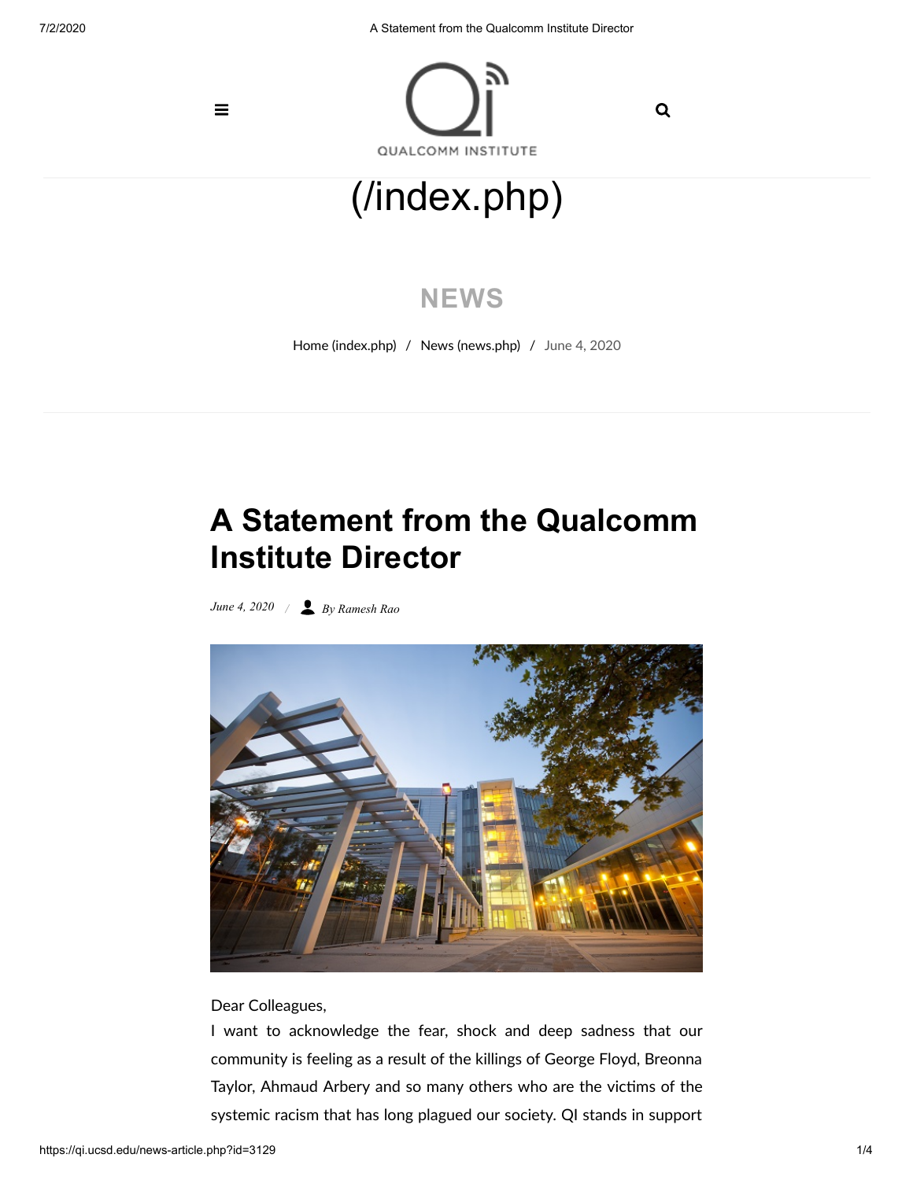QUALCOMM INSTITUTE

(/index.php)

## NEWS

Home (index.php) / News (news.php) / June 4, 2020

# A Statement from the Qualcomm Institute Director

*June 4, 2020* / *By Ramesh Rao*

Dear Colleagues,

I want to acknowledge the fear, shock and deep sadness that our community is feeling as a result of the killings of George Floyd, Breonna Taylor, Ahmaud Arbery and so many others who are the victims of the systemic racism that has long plagued our society. QI stands in support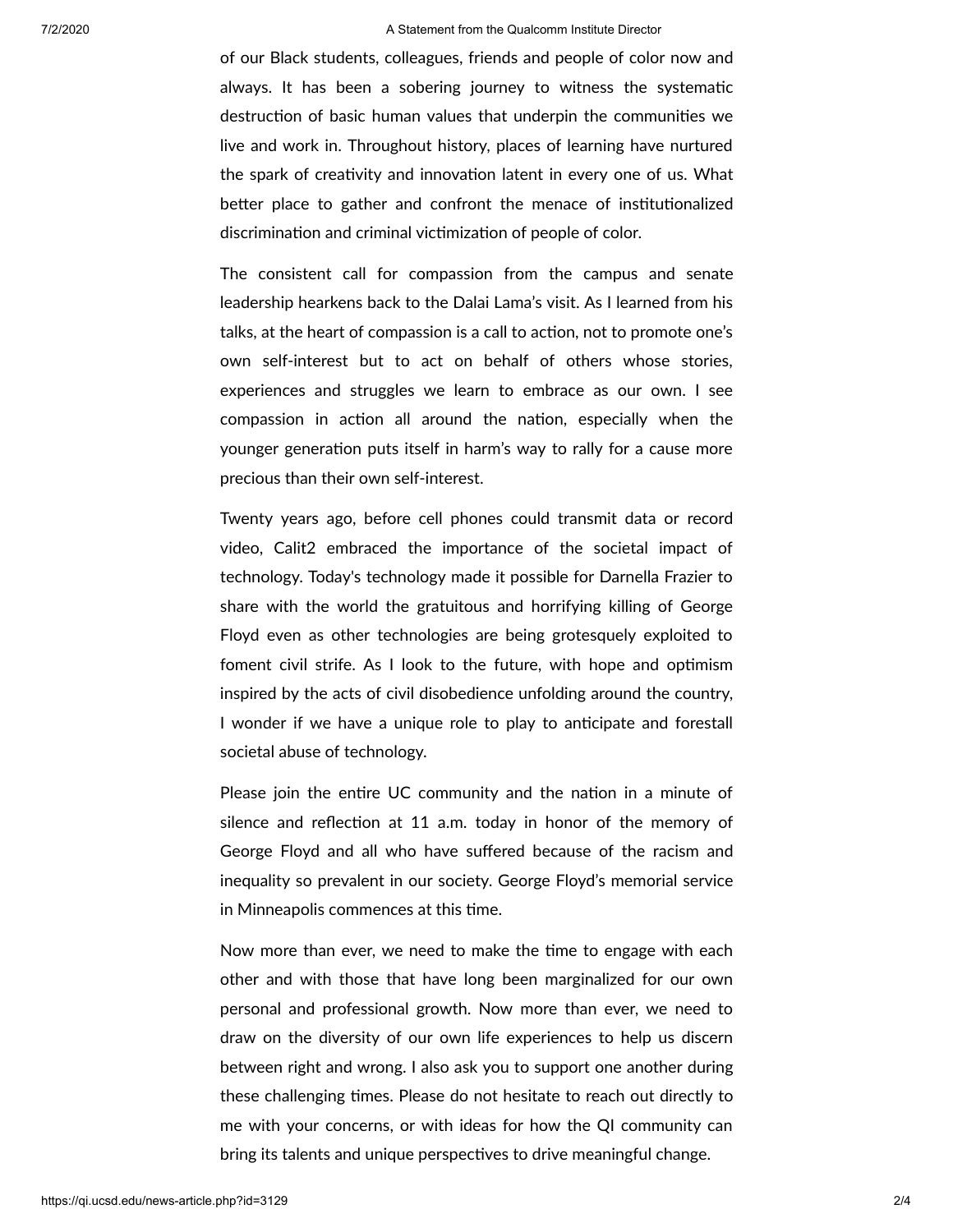of our Black students, colleagues, friends and people of color now and always. It has been a sobering journey to witness the systematic destruction of basic human values that underpin the communities we live and work in. Throughout history, places of learning have nurtured the spark of creativity and innovation latent in every one of us. What better place to gather and confront the menace of institutionalized discrimination and criminal victimization of people of color.

The consistent call for compassion from the campus and senate leadership hearkens back to the Dalai Lama's visit. As I learned from his talks, at the heart of compassion is a call to action, not to promote one's own self-interest but to act on behalf of others whose stories, experiences and struggles we learn to embrace as our own. I see compassion in action all around the nation, especially when the younger generation puts itself in harm's way to rally for a cause more precious than their own self-interest.

Twenty years ago, before cell phones could transmit data or record video, Calit2 embraced the importance of the societal impact of technology. Today's technology made it possible for Darnella Frazier to share with the world the gratuitous and horrifying killing of George Floyd even as other technologies are being grotesquely exploited to foment civil strife. As I look to the future, with hope and optimism inspired by the acts of civil disobedience unfolding around the country, I wonder if we have a unique role to play to anticipate and forestall societal abuse of technology.

Please join the entire UC community and the nation in a minute of silence and reflection at 11 a.m. today in honor of the memory of George Floyd and all who have suffered because of the racism and inequality so prevalent in our society. George Floyd's memorial service in Minneapolis commences at this time.

Now more than ever, we need to make the time to engage with each other and with those that have long been marginalized for our own personal and professional growth. Now more than ever, we need to draw on the diversity of our own life experiences to help us discern between right and wrong. I also ask you to support one another during these challenging times. Please do not hesitate to reach out directly to me with your concerns, or with ideas for how the QI community can bring its talents and unique perspectives to drive meaningful change.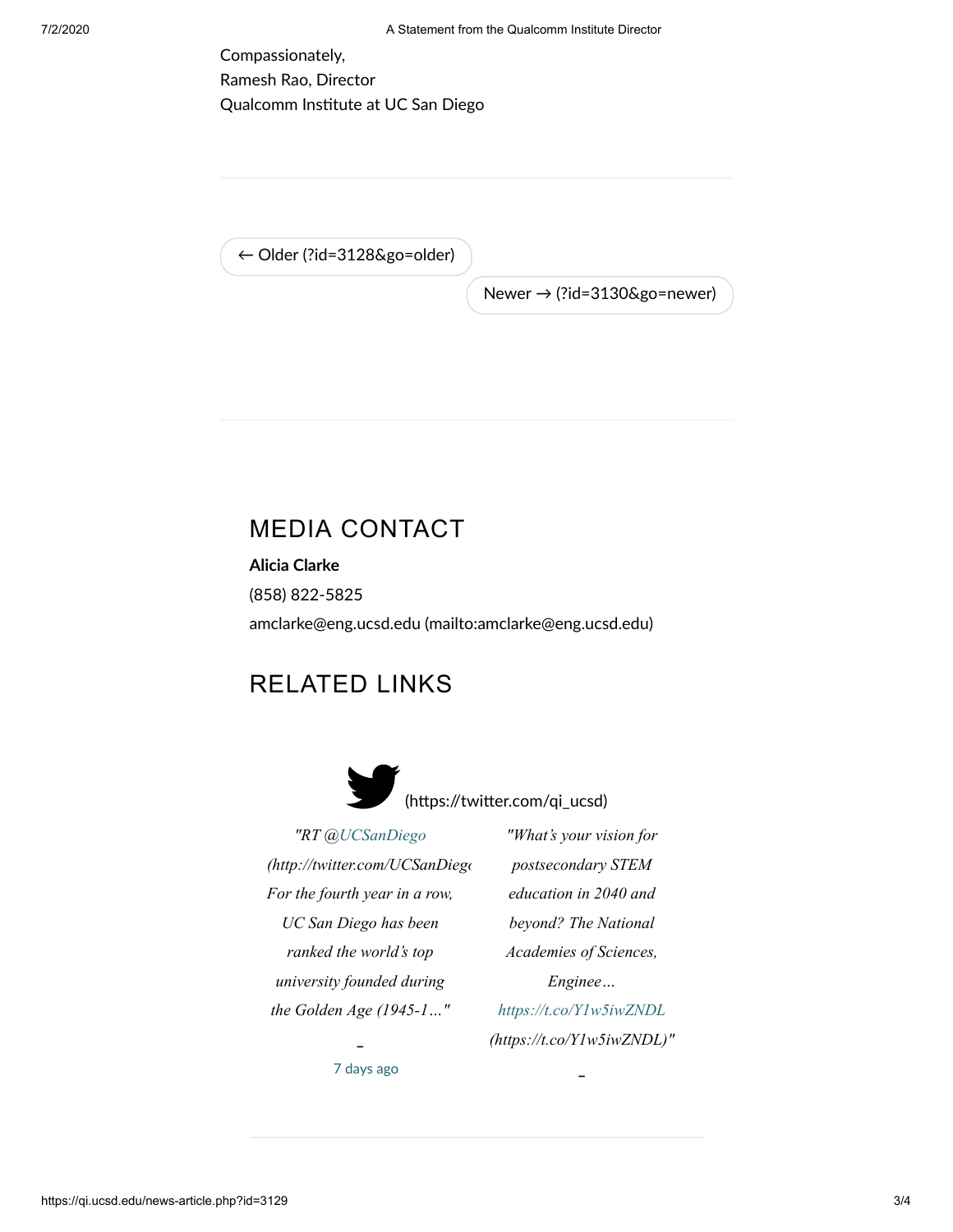Compassionately,
Ramesh Rao, Director
Qualcomm Institute at UC San Diego

---

← Older (?id=3128&go=older)

Newer → (?id=3130&go=newer)

---

## MEDIA CONTACT

**Alicia Clarke**

(858) 822-5825

amclarke@eng.ucsd.edu (mailto:amclarke@eng.ucsd.edu)

## RELATED LINKS

(https://twitter.com/qi_ucsd)

*"RT @UCSanDiego (http://twitter.com/UCSanDiego For the fourth year in a row, UC San Diego has been ranked the world's top university founded during the Golden Age (1945-1…"*

–

7 days ago

*"What's your vision for postsecondary STEM education in 2040 and beyond? The National Academies of Sciences, Enginee… https://t.co/Y1w5iwZNDL (https://t.co/Y1w5iwZNDL)"*

–

---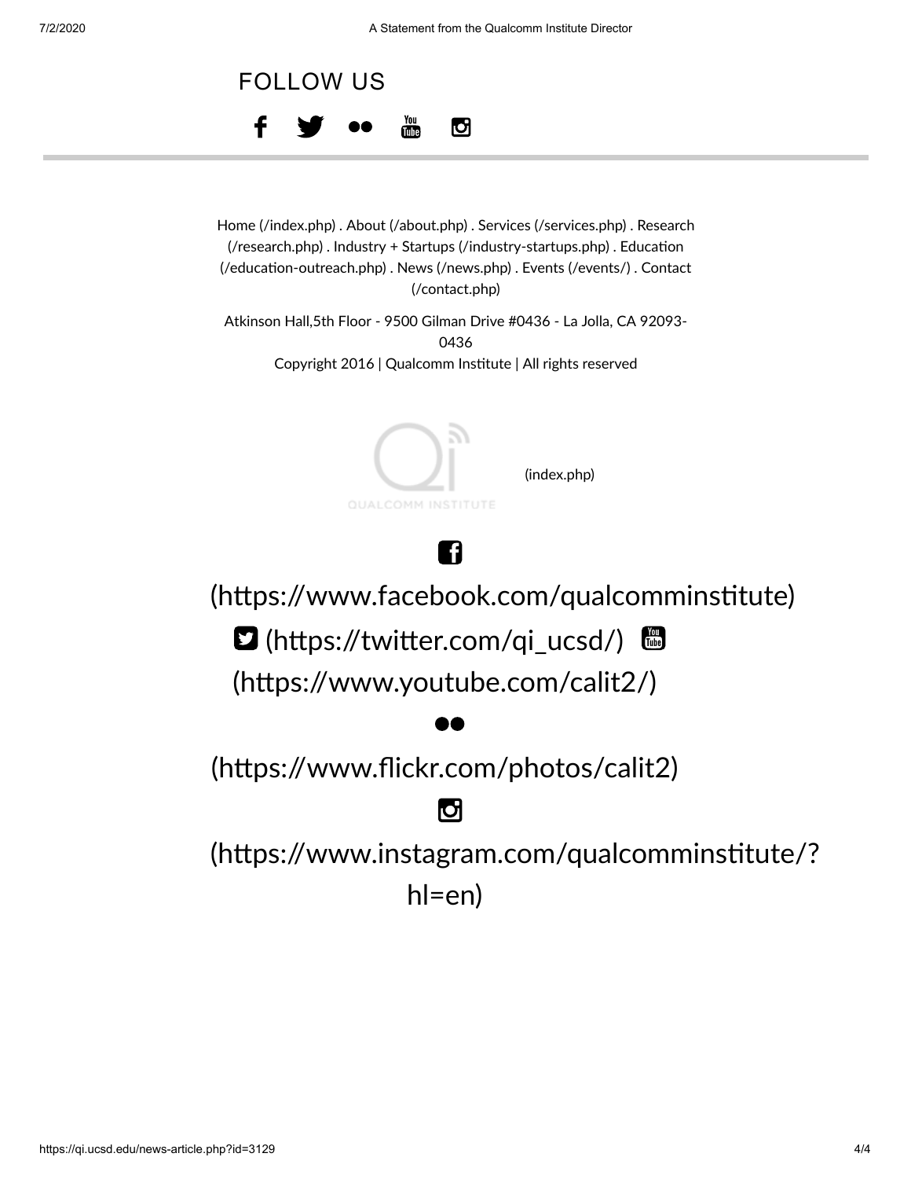FOLLOW US

Home (/index.php) . About (/about.php) . Services (/services.php) . Research (/research.php) . Industry + Startups (/industry-startups.php) . Education (/education-outreach.php) . News (/news.php) . Events (/events/) . Contact (/contact.php)

Atkinson Hall,5th Floor - 9500 Gilman Drive #0436 - La Jolla, CA 92093-0436

Copyright 2016 | Qualcomm Institute | All rights reserved

QUALCOMM INSTITUTE (index.php)

(https://www.facebook.com/qualcomminstitute)

(https://twitter.com/qi_ucsd/)

(https://www.youtube.com/calit2/)

(https://www.flickr.com/photos/calit2)

(https://www.instagram.com/qualcomminstitute/?hl=en)